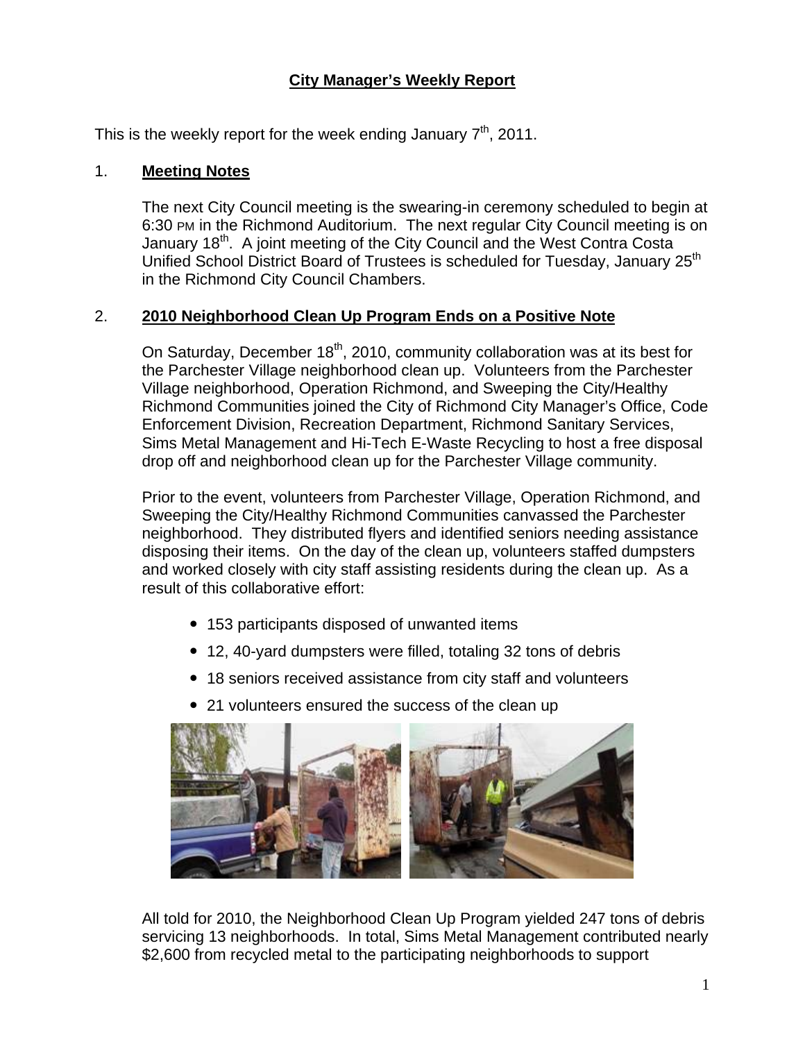# City Manager's Weekly Report

This is the weekly report for the week ending January 7th, 2011.

## 1. Meeting Notes

The next City Council meeting is the swearing-in ceremony scheduled to begin at 6:30 PM in the Richmond Auditorium. The next regular City Council meeting is on January 18th. A joint meeting of the City Council and the West Contra Costa Unified School District Board of Trustees is scheduled for Tuesday, January 25th in the Richmond City Council Chambers.

## 2. 2010 Neighborhood Clean Up Program Ends on a Positive Note

On Saturday, December 18th, 2010, community collaboration was at its best for the Parchester Village neighborhood clean up. Volunteers from the Parchester Village neighborhood, Operation Richmond, and Sweeping the City/Healthy Richmond Communities joined the City of Richmond City Manager's Office, Code Enforcement Division, Recreation Department, Richmond Sanitary Services, Sims Metal Management and Hi-Tech E-Waste Recycling to host a free disposal drop off and neighborhood clean up for the Parchester Village community.

Prior to the event, volunteers from Parchester Village, Operation Richmond, and Sweeping the City/Healthy Richmond Communities canvassed the Parchester neighborhood. They distributed flyers and identified seniors needing assistance disposing their items. On the day of the clean up, volunteers staffed dumpsters and worked closely with city staff assisting residents during the clean up. As a result of this collaborative effort:

- 153 participants disposed of unwanted items
- 12, 40-yard dumpsters were filled, totaling 32 tons of debris
- 18 seniors received assistance from city staff and volunteers
- 21 volunteers ensured the success of the clean up

All told for 2010, the Neighborhood Clean Up Program yielded 247 tons of debris servicing 13 neighborhoods. In total, Sims Metal Management contributed nearly $2,600 from recycled metal to the participating neighborhoods to support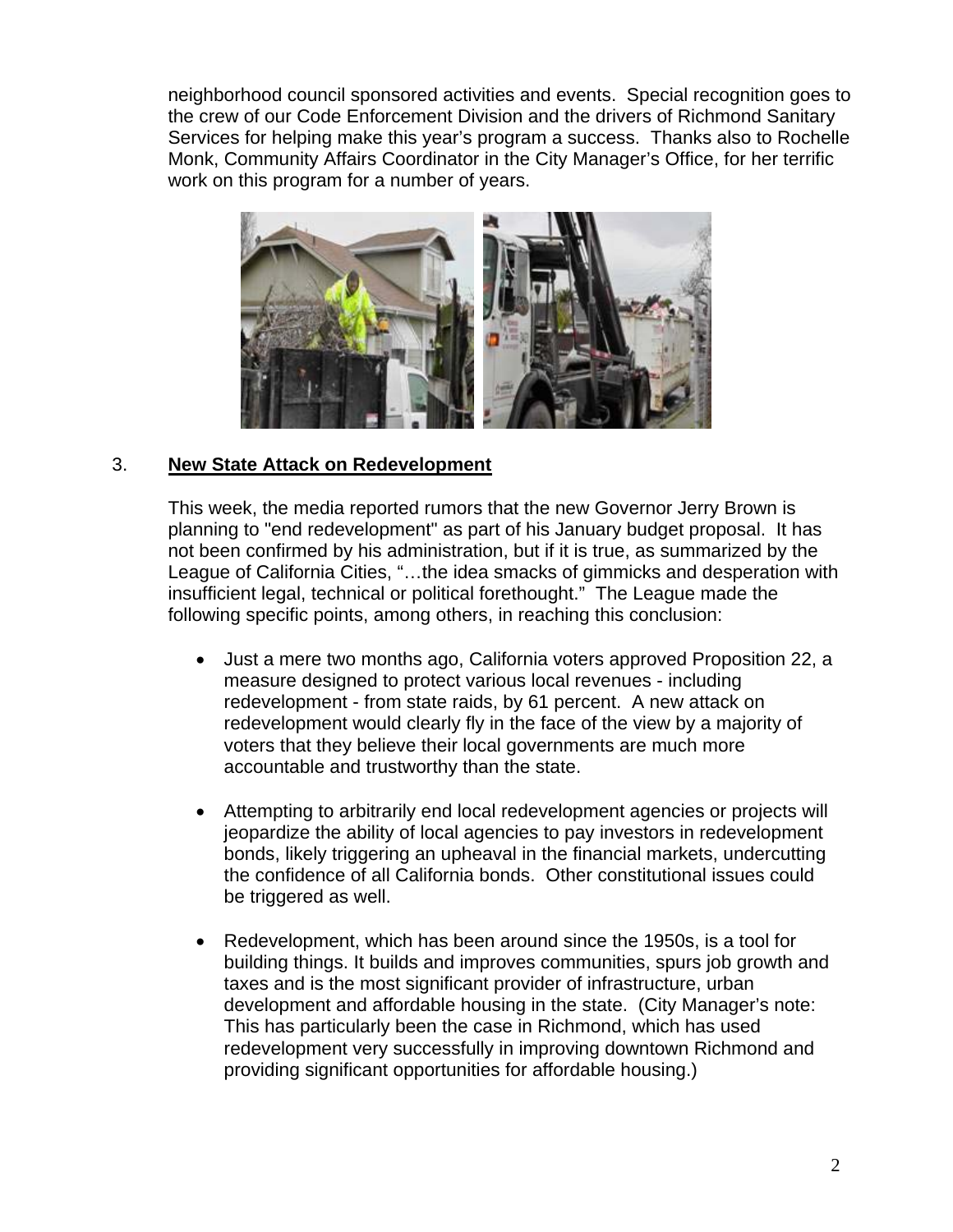neighborhood council sponsored activities and events. Special recognition goes to the crew of our Code Enforcement Division and the drivers of Richmond Sanitary Services for helping make this year's program a success. Thanks also to Rochelle Monk, Community Affairs Coordinator in the City Manager's Office, for her terrific work on this program for a number of years.

3. **New State Attack on Redevelopment**

This week, the media reported rumors that the new Governor Jerry Brown is planning to "end redevelopment" as part of his January budget proposal. It has not been confirmed by his administration, but if it is true, as summarized by the League of California Cities, "…the idea smacks of gimmicks and desperation with insufficient legal, technical or political forethought." The League made the following specific points, among others, in reaching this conclusion:

- Just a mere two months ago, California voters approved Proposition 22, a measure designed to protect various local revenues - including redevelopment - from state raids, by 61 percent. A new attack on redevelopment would clearly fly in the face of the view by a majority of voters that they believe their local governments are much more accountable and trustworthy than the state.

- Attempting to arbitrarily end local redevelopment agencies or projects will jeopardize the ability of local agencies to pay investors in redevelopment bonds, likely triggering an upheaval in the financial markets, undercutting the confidence of all California bonds. Other constitutional issues could be triggered as well.

- Redevelopment, which has been around since the 1950s, is a tool for building things. It builds and improves communities, spurs job growth and taxes and is the most significant provider of infrastructure, urban development and affordable housing in the state. (City Manager's note: This has particularly been the case in Richmond, which has used redevelopment very successfully in improving downtown Richmond and providing significant opportunities for affordable housing.)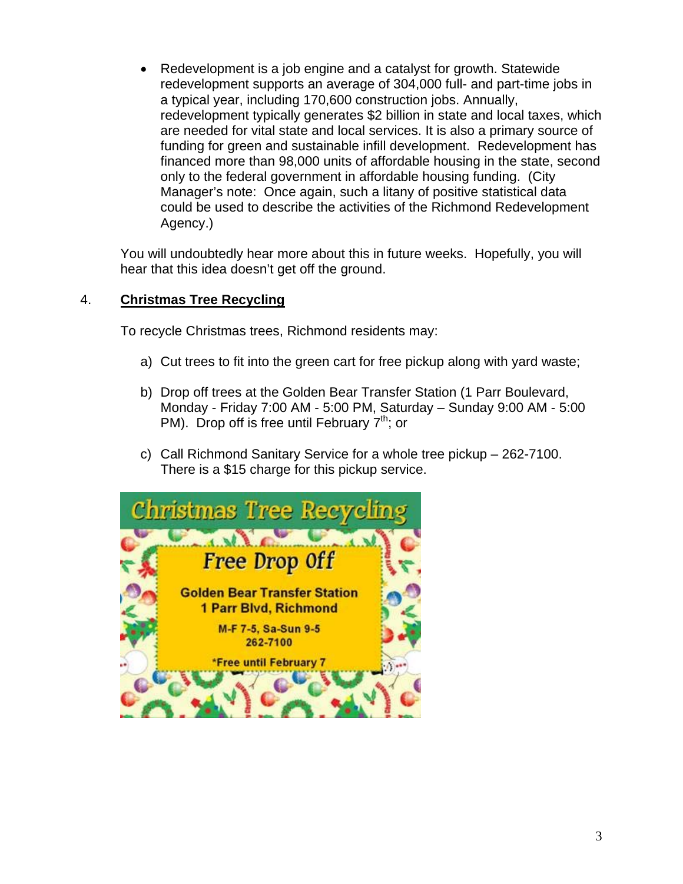- Redevelopment is a job engine and a catalyst for growth. Statewide redevelopment supports an average of 304,000 full- and part-time jobs in a typical year, including 170,600 construction jobs. Annually, redevelopment typically generates $2 billion in state and local taxes, which are needed for vital state and local services. It is also a primary source of funding for green and sustainable infill development. Redevelopment has financed more than 98,000 units of affordable housing in the state, second only to the federal government in affordable housing funding. (City Manager's note: Once again, such a litany of positive statistical data could be used to describe the activities of the Richmond Redevelopment Agency.)

You will undoubtedly hear more about this in future weeks. Hopefully, you will hear that this idea doesn't get off the ground.

4. **Christmas Tree Recycling**

To recycle Christmas trees, Richmond residents may:

a) Cut trees to fit into the green cart for free pickup along with yard waste;

b) Drop off trees at the Golden Bear Transfer Station (1 Parr Boulevard, Monday - Friday 7:00 AM - 5:00 PM, Saturday – Sunday 9:00 AM - 5:00 PM). Drop off is free until February 7th; or

c) Call Richmond Sanitary Service for a whole tree pickup – 262-7100. There is a $15 charge for this pickup service.

Christmas Tree Recycling

Free Drop Off

Golden Bear Transfer Station
1 Parr Blvd, Richmond

M-F 7-5, Sa-Sun 9-5
262-7100

*Free until February 7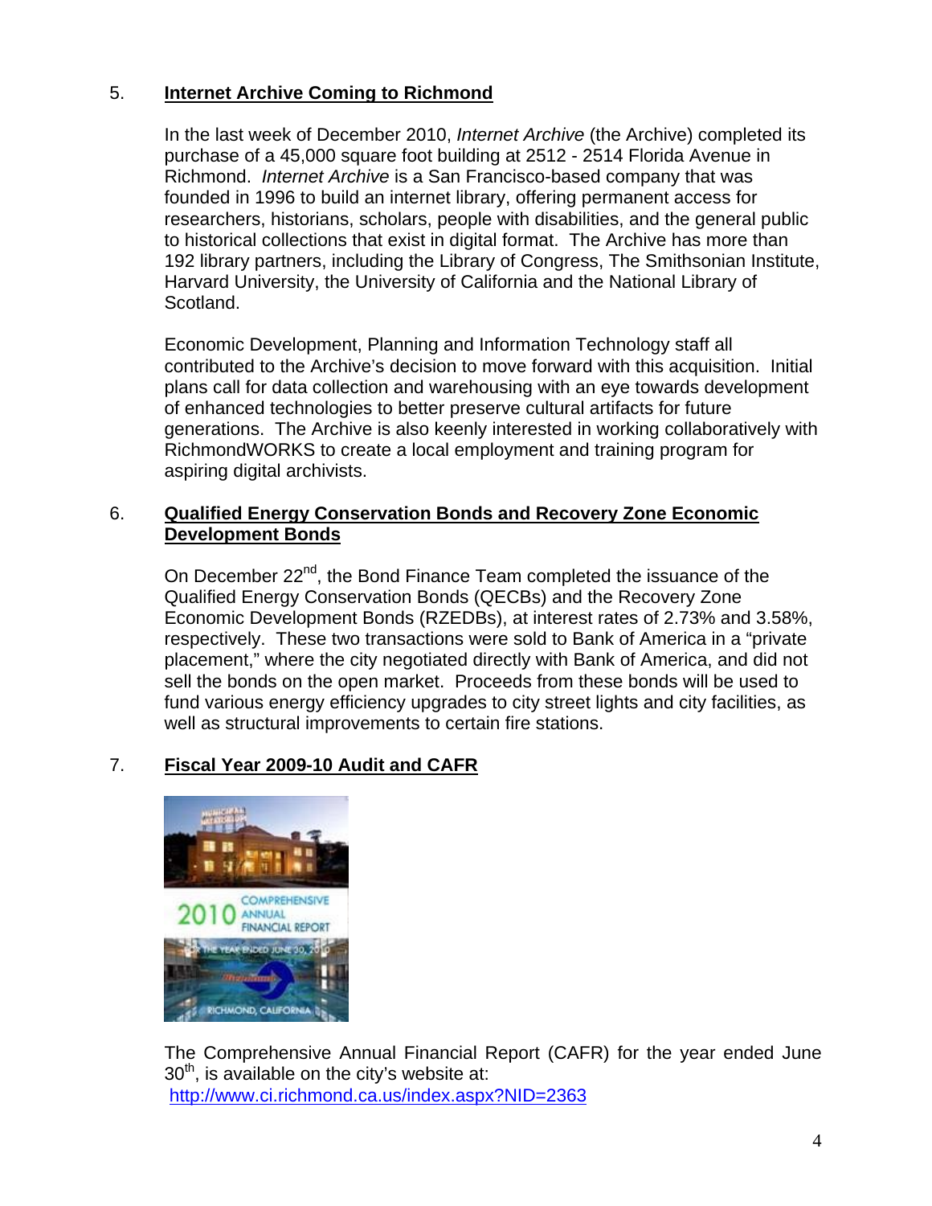5. **Internet Archive Coming to Richmond**

In the last week of December 2010, *Internet Archive* (the Archive) completed its purchase of a 45,000 square foot building at 2512 - 2514 Florida Avenue in Richmond. *Internet Archive* is a San Francisco-based company that was founded in 1996 to build an internet library, offering permanent access for researchers, historians, scholars, people with disabilities, and the general public to historical collections that exist in digital format. The Archive has more than 192 library partners, including the Library of Congress, The Smithsonian Institute, Harvard University, the University of California and the National Library of Scotland.

Economic Development, Planning and Information Technology staff all contributed to the Archive's decision to move forward with this acquisition. Initial plans call for data collection and warehousing with an eye towards development of enhanced technologies to better preserve cultural artifacts for future generations. The Archive is also keenly interested in working collaboratively with RichmondWORKS to create a local employment and training program for aspiring digital archivists.

6. **Qualified Energy Conservation Bonds and Recovery Zone Economic Development Bonds**

On December 22nd, the Bond Finance Team completed the issuance of the Qualified Energy Conservation Bonds (QECBs) and the Recovery Zone Economic Development Bonds (RZEDBs), at interest rates of 2.73% and 3.58%, respectively. These two transactions were sold to Bank of America in a "private placement," where the city negotiated directly with Bank of America, and did not sell the bonds on the open market. Proceeds from these bonds will be used to fund various energy efficiency upgrades to city street lights and city facilities, as well as structural improvements to certain fire stations.

7. **Fiscal Year 2009-10 Audit and CAFR**

The Comprehensive Annual Financial Report (CAFR) for the year ended June 30th, is available on the city's website at:
http://www.ci.richmond.ca.us/index.aspx?NID=2363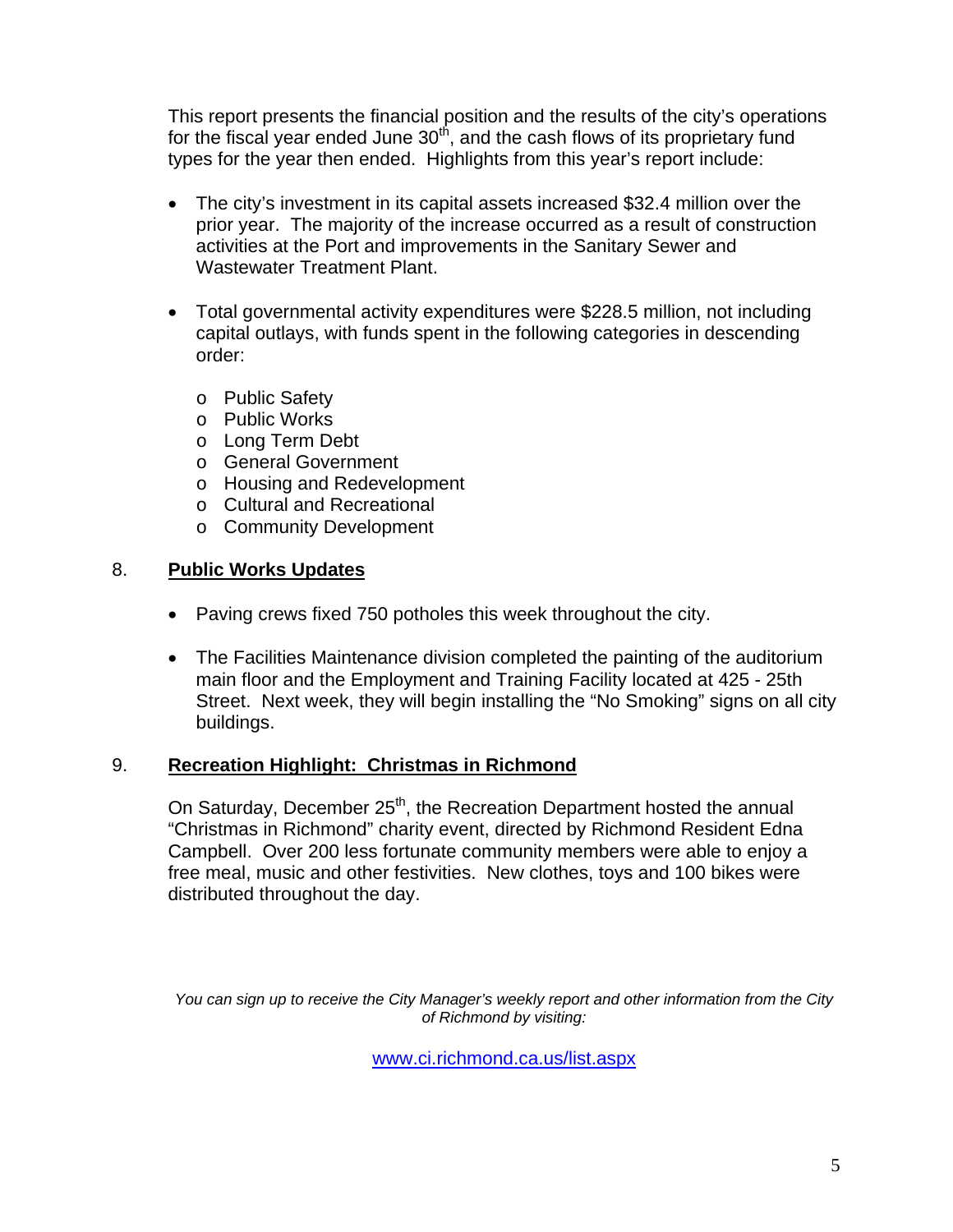This report presents the financial position and the results of the city's operations for the fiscal year ended June 30th, and the cash flows of its proprietary fund types for the year then ended. Highlights from this year's report include:

- The city's investment in its capital assets increased $32.4 million over the prior year. The majority of the increase occurred as a result of construction activities at the Port and improvements in the Sanitary Sewer and Wastewater Treatment Plant.

- Total governmental activity expenditures were $228.5 million, not including capital outlays, with funds spent in the following categories in descending order:

  - Public Safety
  - Public Works
  - Long Term Debt
  - General Government
  - Housing and Redevelopment
  - Cultural and Recreational
  - Community Development

## 8. **Public Works Updates**

- Paving crews fixed 750 potholes this week throughout the city.

- The Facilities Maintenance division completed the painting of the auditorium main floor and the Employment and Training Facility located at 425 - 25th Street. Next week, they will begin installing the "No Smoking" signs on all city buildings.

## 9. **Recreation Highlight: Christmas in Richmond**

On Saturday, December 25th, the Recreation Department hosted the annual "Christmas in Richmond" charity event, directed by Richmond Resident Edna Campbell. Over 200 less fortunate community members were able to enjoy a free meal, music and other festivities. New clothes, toys and 100 bikes were distributed throughout the day.

*You can sign up to receive the City Manager's weekly report and other information from the City of Richmond by visiting:*

www.ci.richmond.ca.us/list.aspx